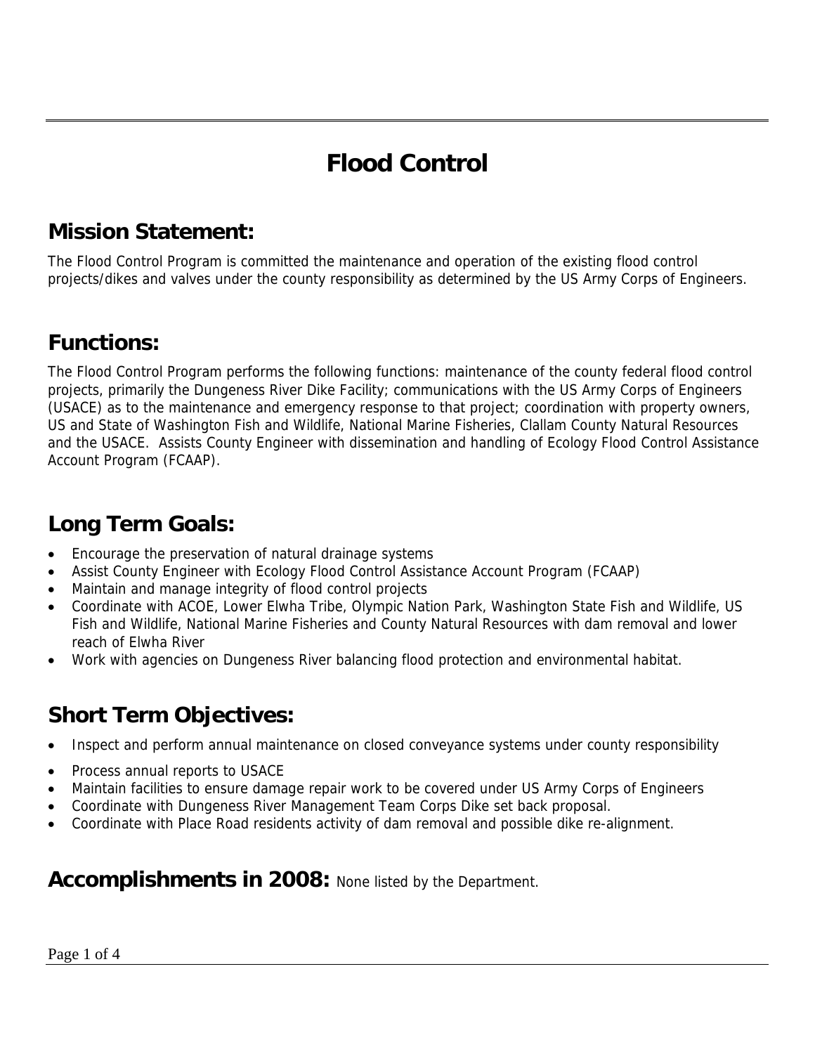# Flood Control

## Mission Statement:

The Flood Control Program is committed the maintenance and operation of the existing flood control projects/dikes and valves under the county responsibility as determined by the US Army Corps of Engineers.

## Functions:

The Flood Control Program performs the following functions: maintenance of the county federal flood control projects, primarily the Dungeness River Dike Facility; communications with the US Army Corps of Engineers (USACE) as to the maintenance and emergency response to that project; coordination with property owners, US and State of Washington Fish and Wildlife, National Marine Fisheries, Clallam County Natural Resources and the USACE. Assists County Engineer with dissemination and handling of Ecology Flood Control Assistance Account Program (FCAAP).

## Long Term Goals:

- Encourage the preservation of natural drainage systems
- Assist County Engineer with Ecology Flood Control Assistance Account Program (FCAAP)
- Maintain and manage integrity of flood control projects
- Coordinate with ACOE, Lower Elwha Tribe, Olympic Nation Park, Washington State Fish and Wildlife, US Fish and Wildlife, National Marine Fisheries and County Natural Resources with dam removal and lower reach of Elwha River
- Work with agencies on Dungeness River balancing flood protection and environmental habitat.

## Short Term Objectives:

- Inspect and perform annual maintenance on closed conveyance systems under county responsibility
- Process annual reports to USACE
- Maintain facilities to ensure damage repair work to be covered under US Army Corps of Engineers
- Coordinate with Dungeness River Management Team Corps Dike set back proposal.
- Coordinate with Place Road residents activity of dam removal and possible dike re-alignment.

## Accomplishments in 2008: None listed by the Department.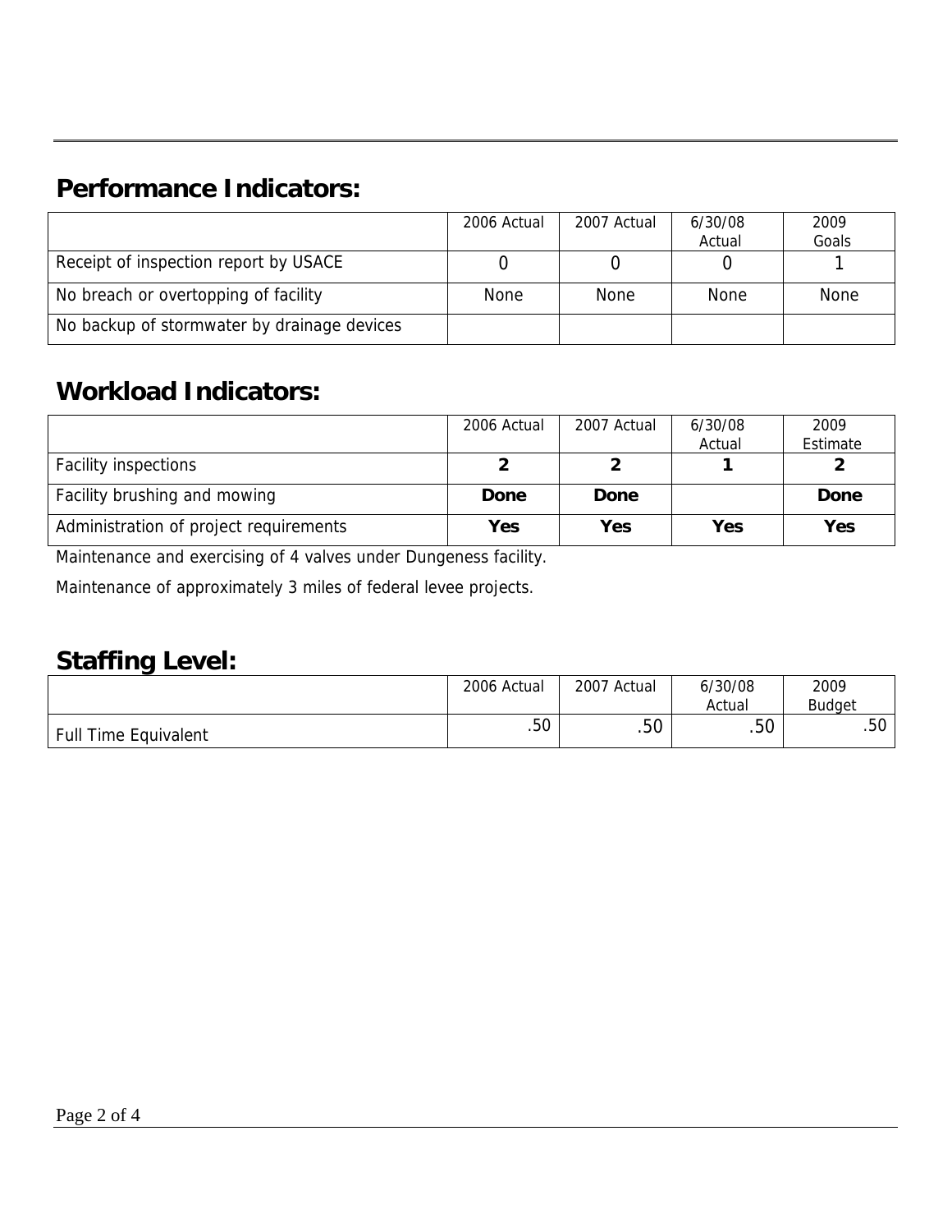## Performance Indicators:

| | 2006 Actual | 2007 Actual | 6/30/08 Actual | 2009 Goals |
|---|---|---|---|---|
| Receipt of inspection report by USACE | 0 | 0 | 0 | 1 |
| No breach or overtopping of facility | None | None | None | None |
| No backup of stormwater by drainage devices | | | | |

## Workload Indicators:

| | 2006 Actual | 2007 Actual | 6/30/08 Actual | 2009 Estimate |
|---|---|---|---|---|
| Facility inspections | **2** | **2** | **1** | **2** |
| Facility brushing and mowing | **Done** | **Done** | | **Done** |
| Administration of project requirements | **Yes** | **Yes** | **Yes** | **Yes** |

Maintenance and exercising of 4 valves under Dungeness facility.

Maintenance of approximately 3 miles of federal levee projects.

## Staffing Level:

| | 2006 Actual | 2007 Actual | 6/30/08 Actual | 2009 Budget |
|---|---|---|---|---|
| Full Time Equivalent | .50 | .50 | .50 | .50 |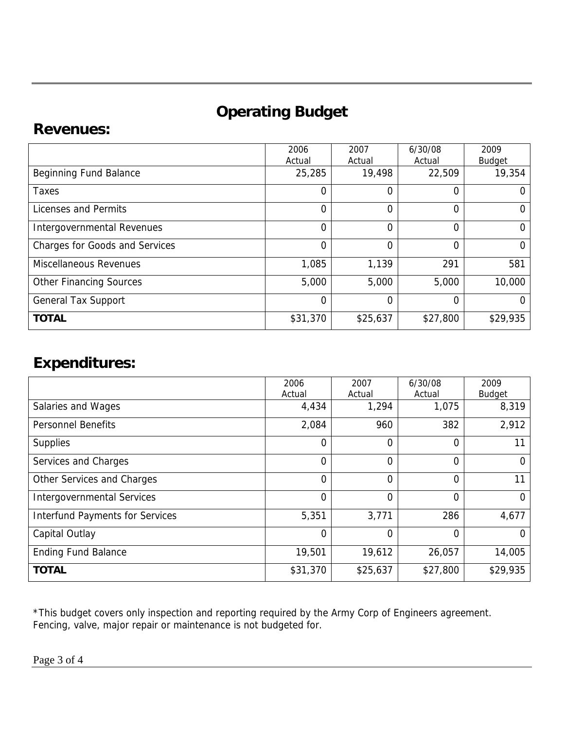# Operating Budget

## Revenues:

| | 2006 Actual | 2007 Actual | 6/30/08 Actual | 2009 Budget |
|---|---|---|---|---|
| Beginning Fund Balance | 25,285 | 19,498 | 22,509 | 19,354 |
| Taxes | 0 | 0 | 0 | 0 |
| Licenses and Permits | 0 | 0 | 0 | 0 |
| Intergovernmental Revenues | 0 | 0 | 0 | 0 |
| Charges for Goods and Services | 0 | 0 | 0 | 0 |
| Miscellaneous Revenues | 1,085 | 1,139 | 291 | 581 |
| Other Financing Sources | 5,000 | 5,000 | 5,000 | 10,000 |
| General Tax Support | 0 | 0 | 0 | 0 |
| **TOTAL** | $31,370 | $25,637 | $27,800 | $29,935 |

## Expenditures:

| | 2006 Actual | 2007 Actual | 6/30/08 Actual | 2009 Budget |
|---|---|---|---|---|
| Salaries and Wages | 4,434 | 1,294 | 1,075 | 8,319 |
| Personnel Benefits | 2,084 | 960 | 382 | 2,912 |
| Supplies | 0 | 0 | 0 | 11 |
| Services and Charges | 0 | 0 | 0 | 0 |
| Other Services and Charges | 0 | 0 | 0 | 11 |
| Intergovernmental Services | 0 | 0 | 0 | 0 |
| Interfund Payments for Services | 5,351 | 3,771 | 286 | 4,677 |
| Capital Outlay | 0 | 0 | 0 | 0 |
| Ending Fund Balance | 19,501 | 19,612 | 26,057 | 14,005 |
| **TOTAL** | $31,370 | $25,637 | $27,800 | $29,935 |

*This budget covers only inspection and reporting required by the Army Corp of Engineers agreement. Fencing, valve, major repair or maintenance is not budgeted for.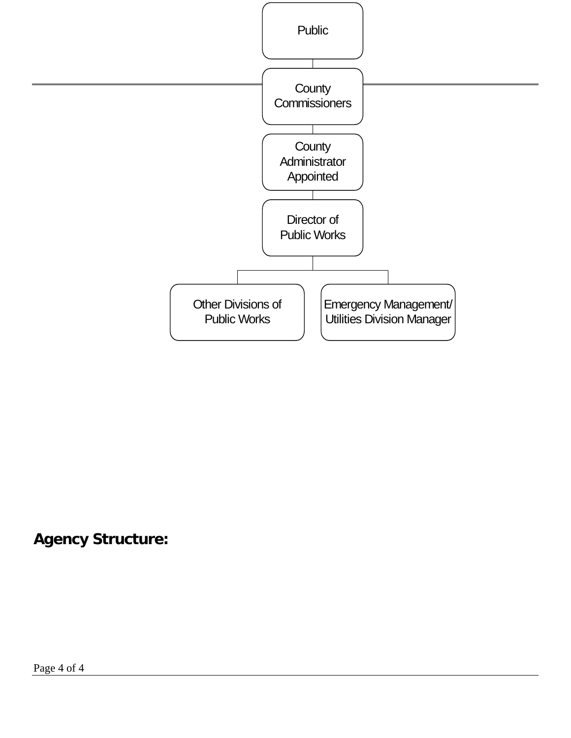Public

County Commissioners

County Administrator Appointed

Director of Public Works

Other Divisions of Public Works

Emergency Management/ Utilities Division Manager

**Agency Structure:**